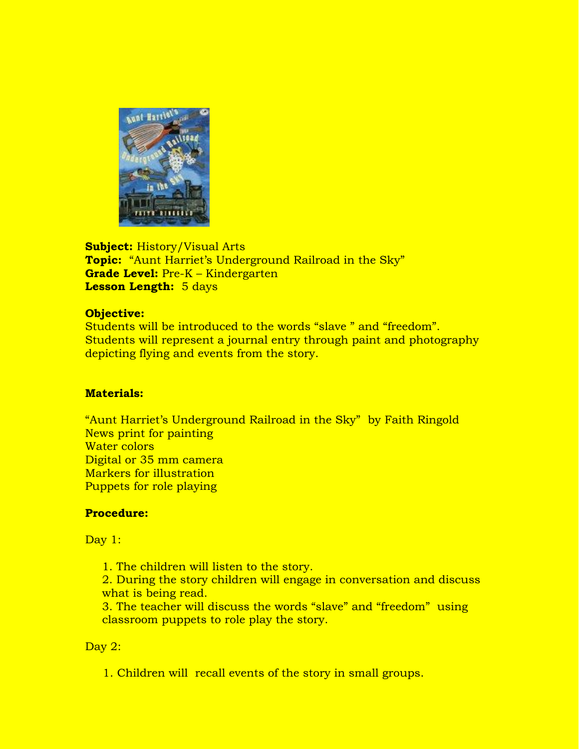**Subject:** History/Visual Arts
**Topic:** "Aunt Harriet's Underground Railroad in the Sky"
**Grade Level:** Pre-K – Kindergarten
**Lesson Length:** 5 days

**Objective:**
Students will be introduced to the words "slave " and "freedom". Students will represent a journal entry through paint and photography depicting flying and events from the story.

**Materials:**

"Aunt Harriet's Underground Railroad in the Sky" by Faith Ringold
News print for painting
Water colors
Digital or 35 mm camera
Markers for illustration
Puppets for role playing

**Procedure:**

Day 1:

1. The children will listen to the story.
2. During the story children will engage in conversation and discuss what is being read.
3. The teacher will discuss the words "slave" and "freedom" using classroom puppets to role play the story.

Day 2:

1. Children will recall events of the story in small groups.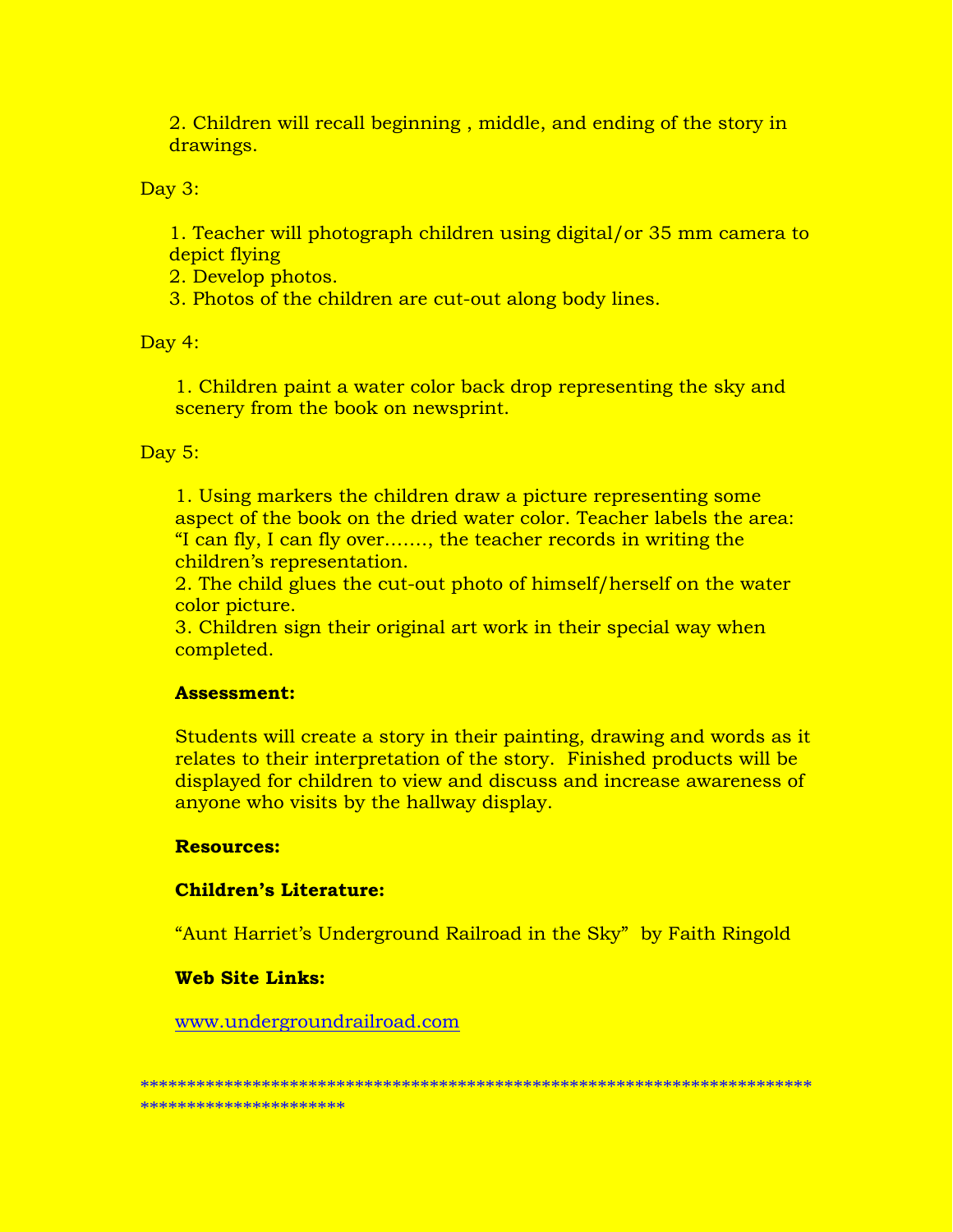2. Children will recall beginning , middle, and ending of the story in drawings.

Day 3:

1. Teacher will photograph children using digital/or 35 mm camera to depict flying
2. Develop photos.
3. Photos of the children are cut-out along body lines.

Day 4:

1. Children paint a water color back drop representing the sky and scenery from the book on newsprint.

Day 5:

1. Using markers the children draw a picture representing some aspect of the book on the dried water color. Teacher labels the area: "I can fly, I can fly over……., the teacher records in writing the children's representation.
2. The child glues the cut-out photo of himself/herself on the water color picture.
3. Children sign their original art work in their special way when completed.

**Assessment:**

Students will create a story in their painting, drawing and words as it relates to their interpretation of the story. Finished products will be displayed for children to view and discuss and increase awareness of anyone who visits by the hallway display.

**Resources:**

**Children's Literature:**

"Aunt Harriet's Underground Railroad in the Sky" by Faith Ringold

**Web Site Links:**

www.undergroundrailroad.com

***************************************************************************************************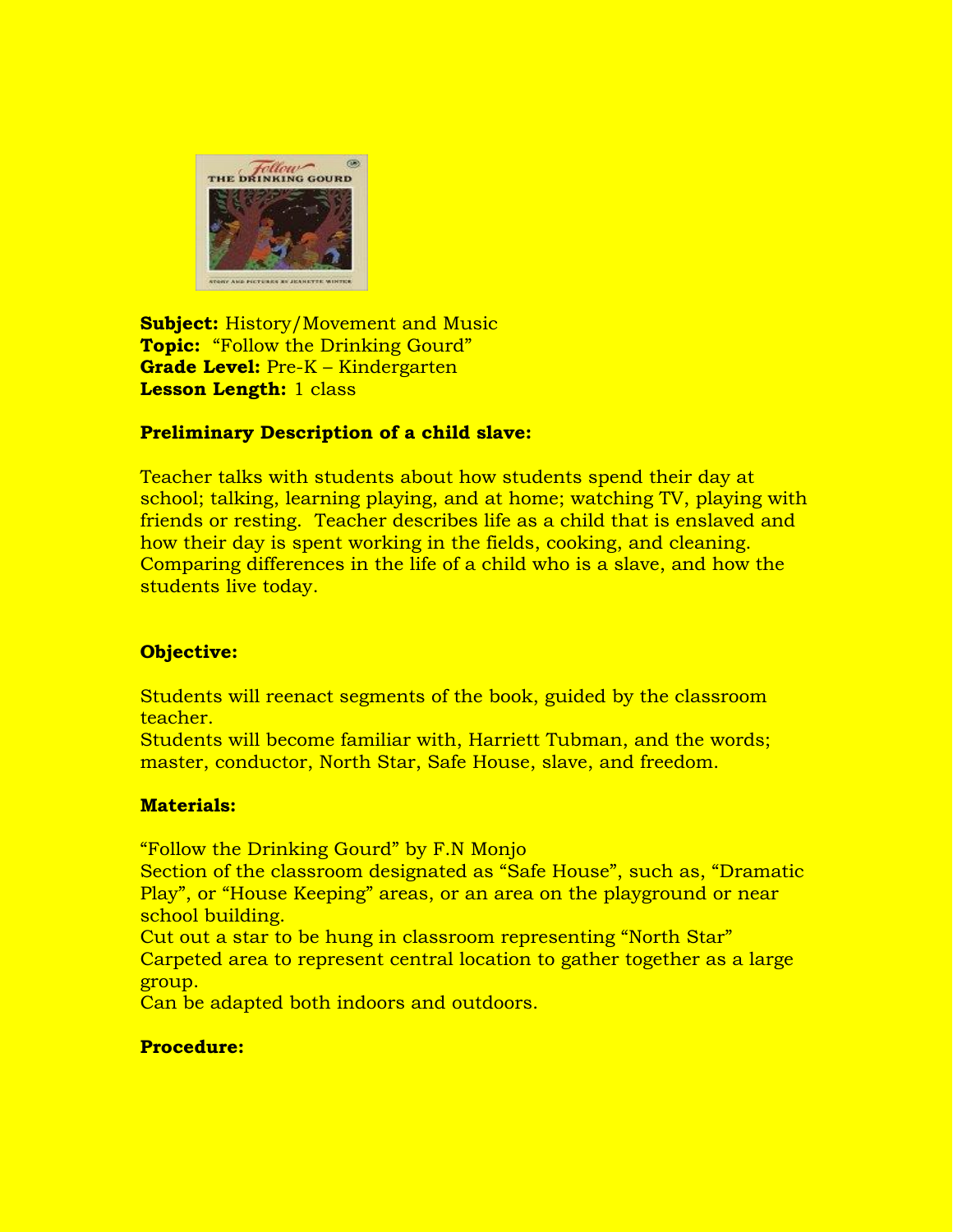**Subject:** History/Movement and Music
**Topic:** "Follow the Drinking Gourd"
**Grade Level:** Pre-K – Kindergarten
**Lesson Length:** 1 class

**Preliminary Description of a child slave:**

Teacher talks with students about how students spend their day at school; talking, learning playing, and at home; watching TV, playing with friends or resting. Teacher describes life as a child that is enslaved and how their day is spent working in the fields, cooking, and cleaning. Comparing differences in the life of a child who is a slave, and how the students live today.

**Objective:**

Students will reenact segments of the book, guided by the classroom teacher.
Students will become familiar with, Harriett Tubman, and the words; master, conductor, North Star, Safe House, slave, and freedom.

**Materials:**

"Follow the Drinking Gourd" by F.N Monjo
Section of the classroom designated as "Safe House", such as, "Dramatic Play", or "House Keeping" areas, or an area on the playground or near school building.
Cut out a star to be hung in classroom representing "North Star"
Carpeted area to represent central location to gather together as a large group.
Can be adapted both indoors and outdoors.

**Procedure:**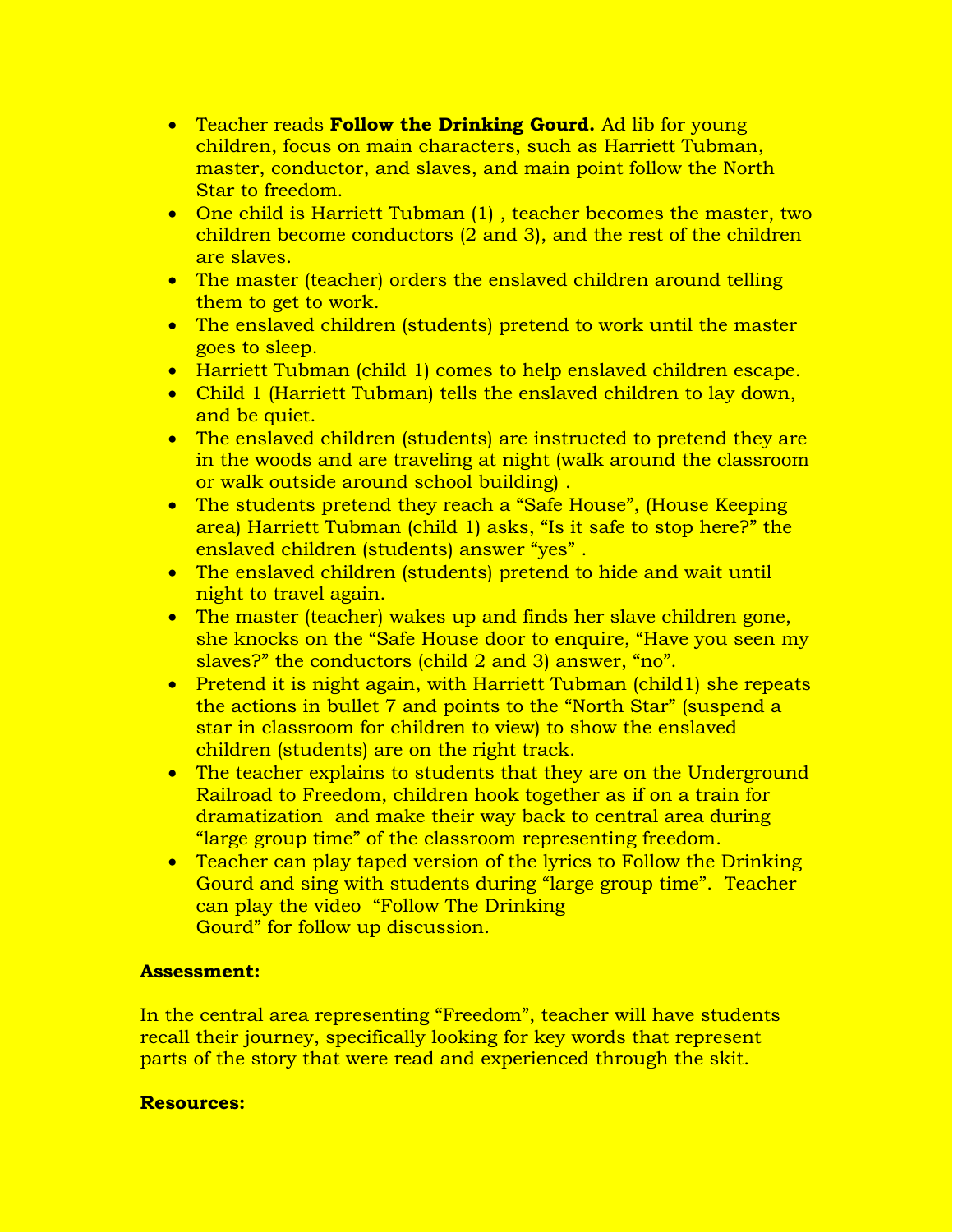- Teacher reads **Follow the Drinking Gourd.** Ad lib for young children, focus on main characters, such as Harriett Tubman, master, conductor, and slaves, and main point follow the North Star to freedom.
- One child is Harriett Tubman (1) , teacher becomes the master, two children become conductors (2 and 3), and the rest of the children are slaves.
- The master (teacher) orders the enslaved children around telling them to get to work.
- The enslaved children (students) pretend to work until the master goes to sleep.
- Harriett Tubman (child 1) comes to help enslaved children escape.
- Child 1 (Harriett Tubman) tells the enslaved children to lay down, and be quiet.
- The enslaved children (students) are instructed to pretend they are in the woods and are traveling at night (walk around the classroom or walk outside around school building) .
- The students pretend they reach a "Safe House", (House Keeping area) Harriett Tubman (child 1) asks, "Is it safe to stop here?" the enslaved children (students) answer "yes" .
- The enslaved children (students) pretend to hide and wait until night to travel again.
- The master (teacher) wakes up and finds her slave children gone, she knocks on the "Safe House door to enquire, "Have you seen my slaves?" the conductors (child 2 and 3) answer, "no".
- Pretend it is night again, with Harriett Tubman (child1) she repeats the actions in bullet 7 and points to the "North Star" (suspend a star in classroom for children to view) to show the enslaved children (students) are on the right track.
- The teacher explains to students that they are on the Underground Railroad to Freedom, children hook together as if on a train for dramatization and make their way back to central area during "large group time" of the classroom representing freedom.
- Teacher can play taped version of the lyrics to Follow the Drinking Gourd and sing with students during "large group time". Teacher can play the video "Follow The Drinking Gourd" for follow up discussion.

**Assessment:**

In the central area representing "Freedom", teacher will have students recall their journey, specifically looking for key words that represent parts of the story that were read and experienced through the skit.

**Resources:**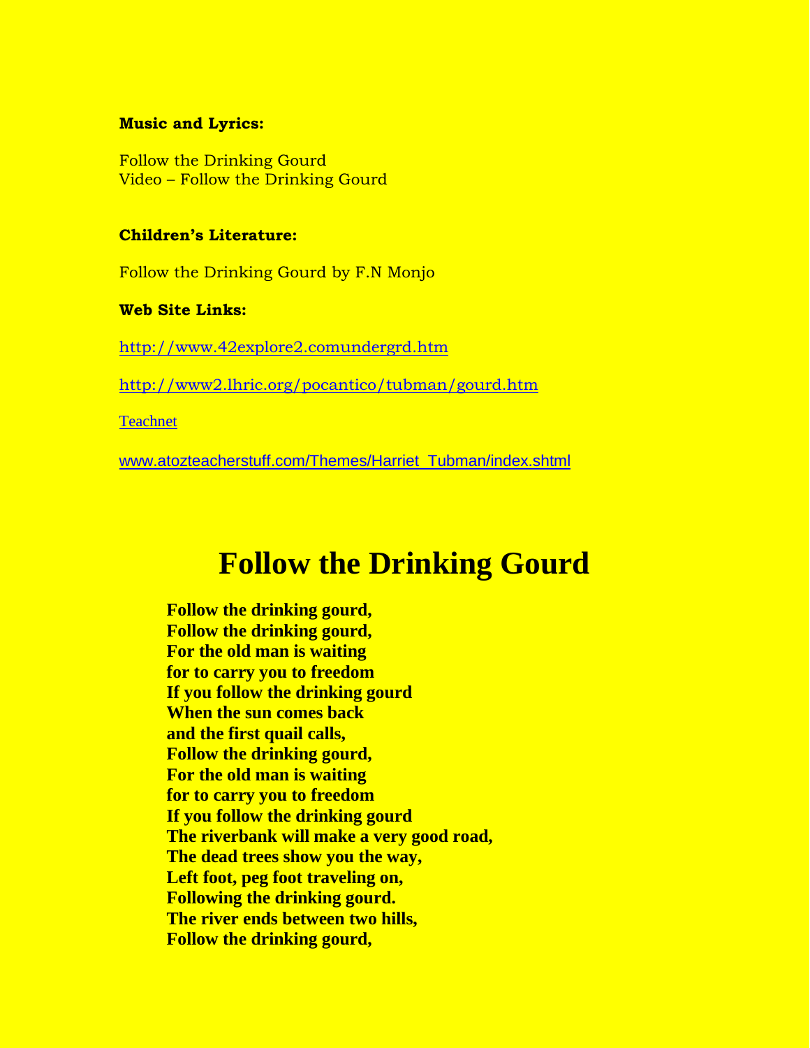**Music and Lyrics:**

Follow the Drinking Gourd
Video – Follow the Drinking Gourd

**Children's Literature:**

Follow the Drinking Gourd by F.N Monjo

**Web Site Links:**

http://www.42explore2.comundergrd.htm

http://www2.lhric.org/pocantico/tubman/gourd.htm

Teachnet

www.atozteacherstuff.com/Themes/Harriet_Tubman/index.shtml

# Follow the Drinking Gourd

**Follow the drinking gourd,**
**Follow the drinking gourd,**
**For the old man is waiting**
**for to carry you to freedom**
**If you follow the drinking gourd**
**When the sun comes back**
**and the first quail calls,**
**Follow the drinking gourd,**
**For the old man is waiting**
**for to carry you to freedom**
**If you follow the drinking gourd**
**The riverbank will make a very good road,**
**The dead trees show you the way,**
**Left foot, peg foot traveling on,**
**Following the drinking gourd.**
**The river ends between two hills,**
**Follow the drinking gourd,**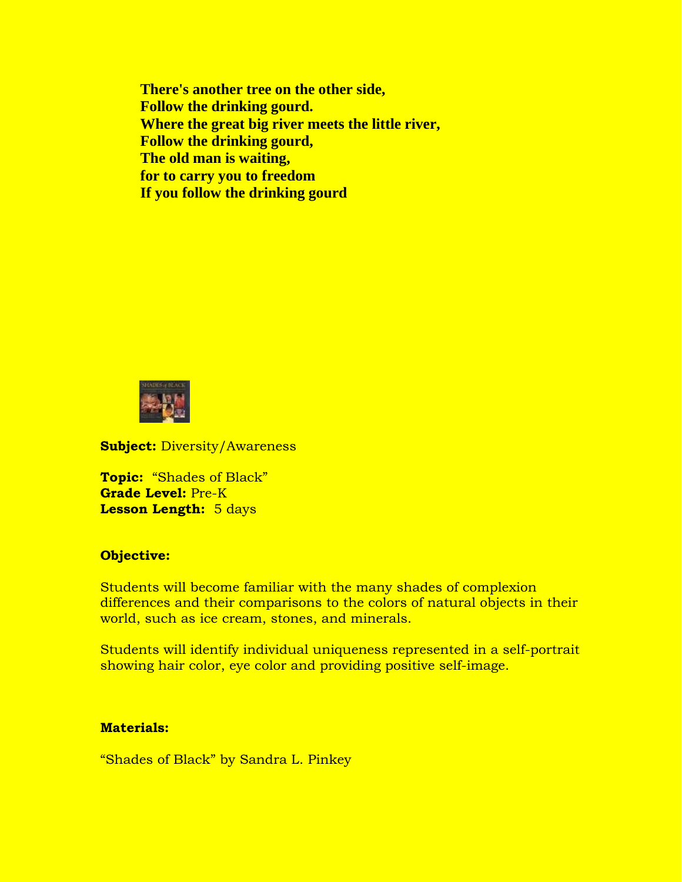**There's another tree on the other side,**
**Follow the drinking gourd.**
**Where the great big river meets the little river,**
**Follow the drinking gourd,**
**The old man is waiting,**
**for to carry you to freedom**
**If you follow the drinking gourd**

**Subject:** Diversity/Awareness

**Topic:** "Shades of Black"
**Grade Level:** Pre-K
**Lesson Length:** 5 days

**Objective:**

Students will become familiar with the many shades of complexion differences and their comparisons to the colors of natural objects in their world, such as ice cream, stones, and minerals.

Students will identify individual uniqueness represented in a self-portrait showing hair color, eye color and providing positive self-image.

**Materials:**

"Shades of Black" by Sandra L. Pinkey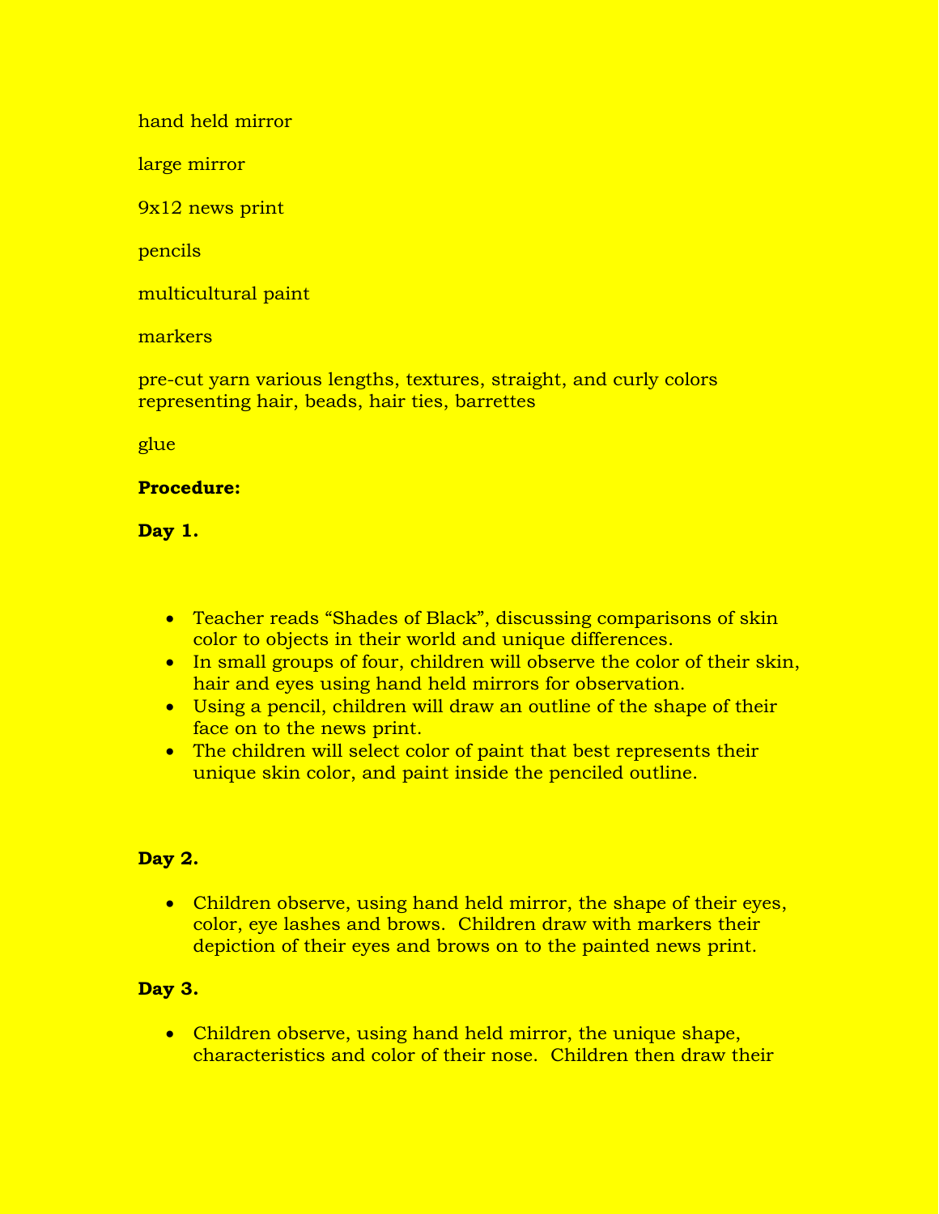hand held mirror

large mirror

9x12 news print

pencils

multicultural paint

markers

pre-cut yarn various lengths, textures, straight, and curly colors representing hair, beads, hair ties, barrettes

glue

**Procedure:**

**Day 1.**

- Teacher reads "Shades of Black", discussing comparisons of skin color to objects in their world and unique differences.
- In small groups of four, children will observe the color of their skin, hair and eyes using hand held mirrors for observation.
- Using a pencil, children will draw an outline of the shape of their face on to the news print.
- The children will select color of paint that best represents their unique skin color, and paint inside the penciled outline.

**Day 2.**

- Children observe, using hand held mirror, the shape of their eyes, color, eye lashes and brows. Children draw with markers their depiction of their eyes and brows on to the painted news print.

**Day 3.**

- Children observe, using hand held mirror, the unique shape, characteristics and color of their nose. Children then draw their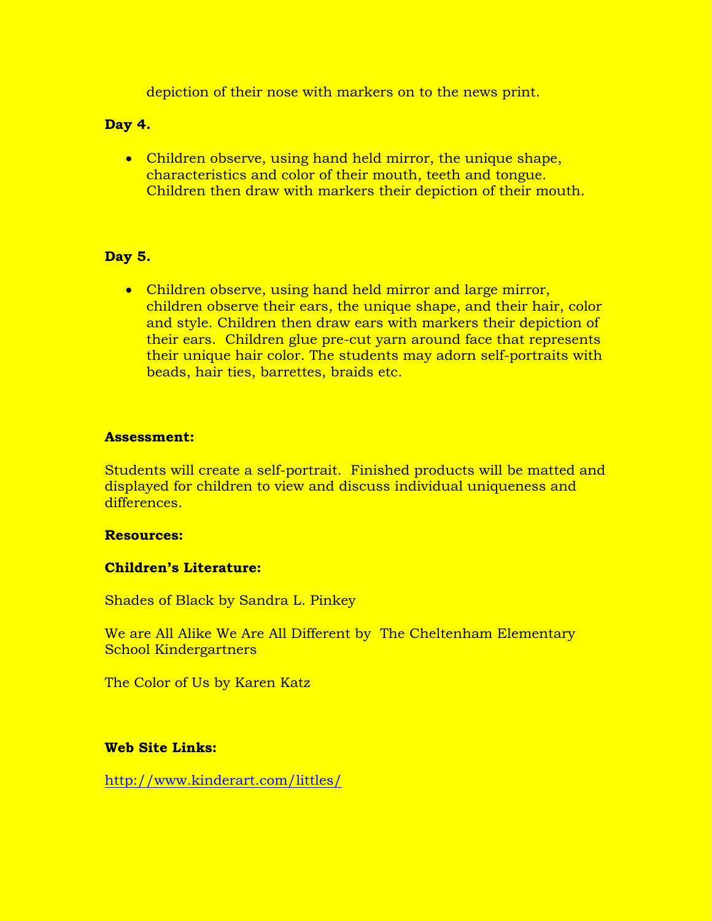depiction of their nose with markers on to the news print.

**Day 4.**

- Children observe, using hand held mirror, the unique shape, characteristics and color of their mouth, teeth and tongue. Children then draw with markers their depiction of their mouth.

**Day 5.**

- Children observe, using hand held mirror and large mirror, children observe their ears, the unique shape, and their hair, color and style. Children then draw ears with markers their depiction of their ears. Children glue pre-cut yarn around face that represents their unique hair color. The students may adorn self-portraits with beads, hair ties, barrettes, braids etc.

**Assessment:**

Students will create a self-portrait. Finished products will be matted and displayed for children to view and discuss individual uniqueness and differences.

**Resources:**

**Children's Literature:**

Shades of Black by Sandra L. Pinkey

We are All Alike We Are All Different by The Cheltenham Elementary School Kindergartners

The Color of Us by Karen Katz

**Web Site Links:**

http://www.kinderart.com/littles/